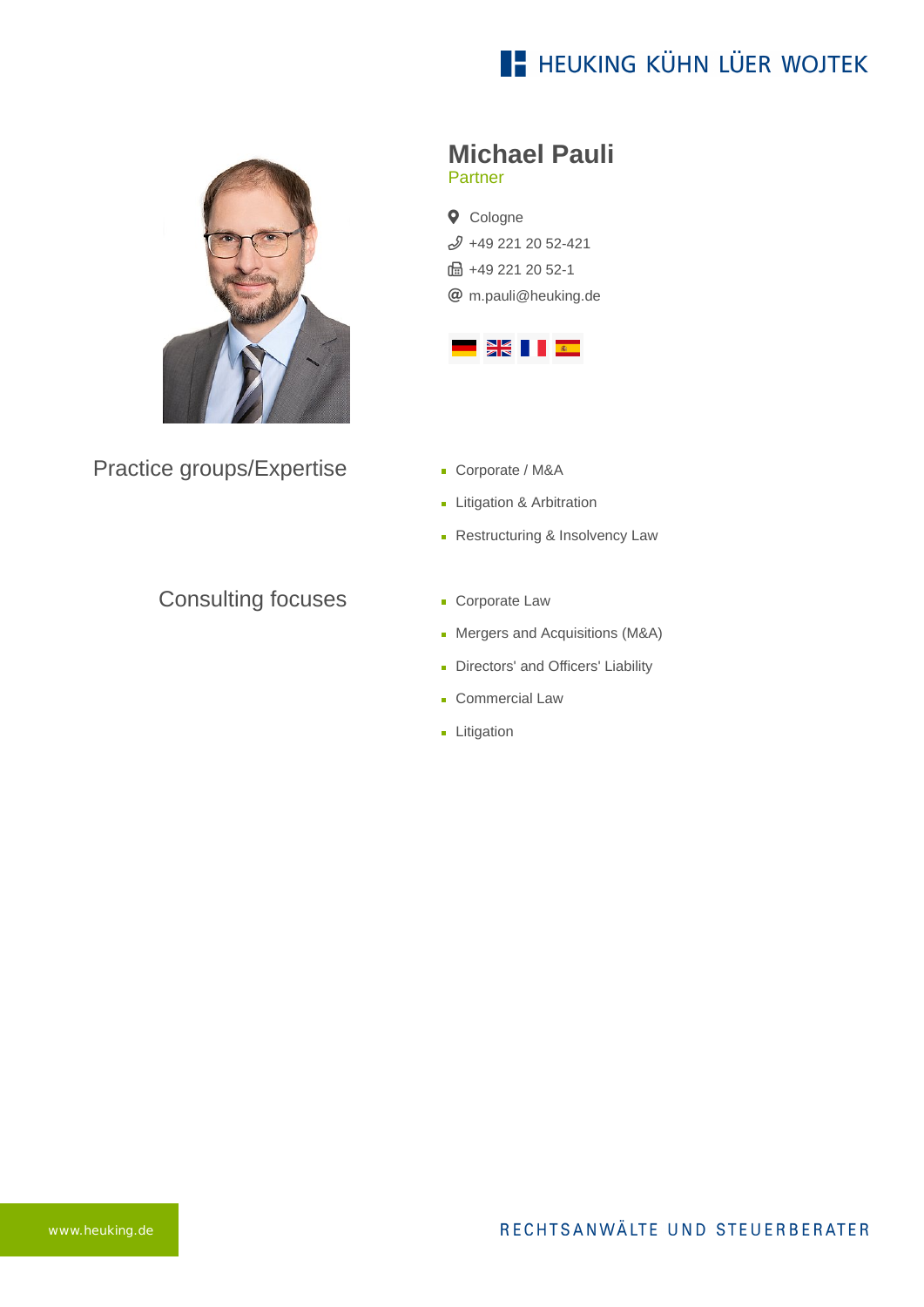# Michael Pauli

Partner

Cologne

+49 221 20 52-421

+49 221 20 52-1

m.pauli@heuking.de

## Practice groups/Expertise

- Corporate / M&A
- Litigation & Arbitration
- Restructuring & Insolvency Law

## Consulting focuses

- Corporate Law
- Mergers and Acquisitions (M&A)
- Directors' and Officers' Liability
- Commercial Law
- Litigation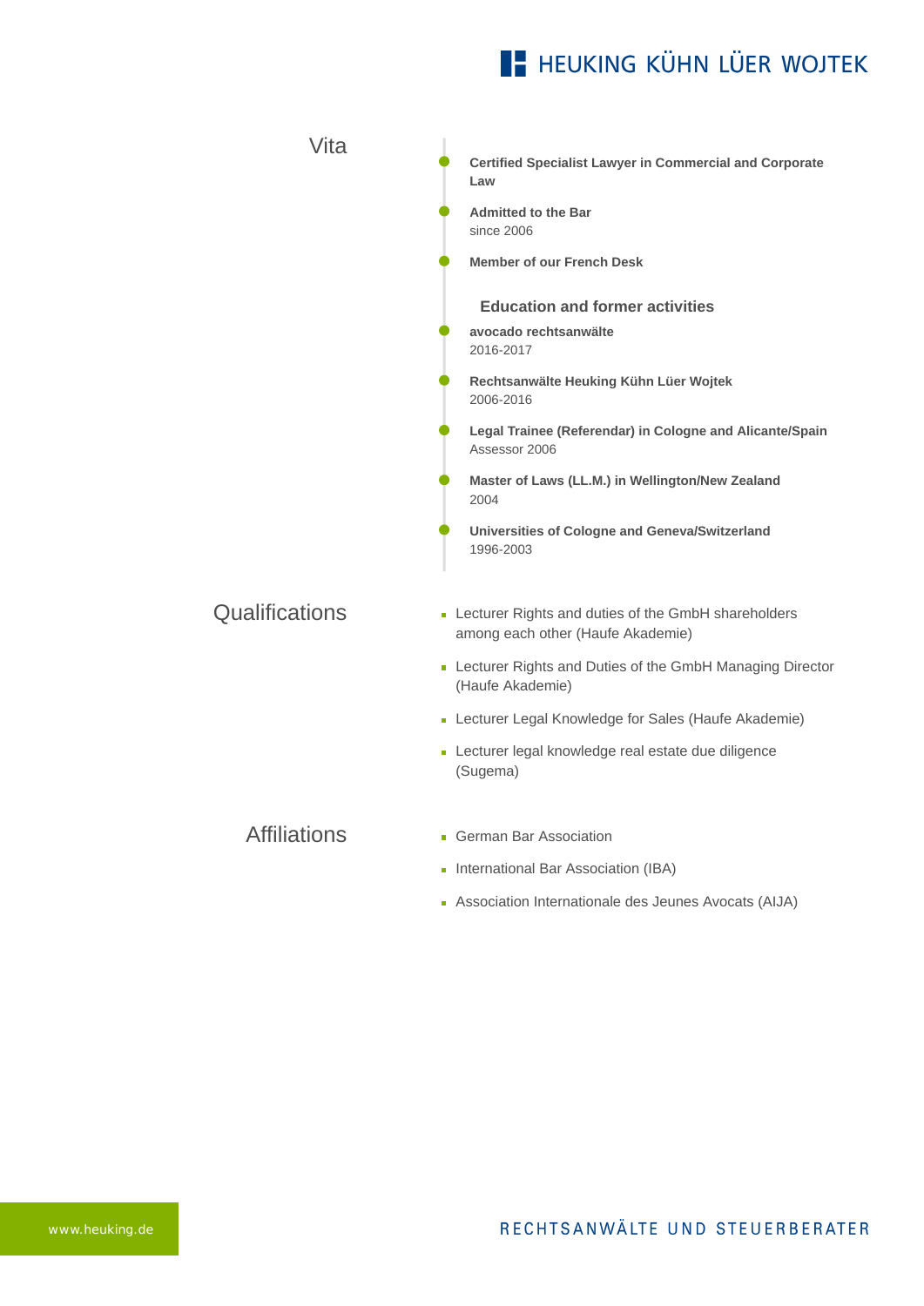## Vita

- **Certified Specialist Lawyer in Commercial and Corporate Law**
- **Admitted to the Bar**
  since 2006
- **Member of our French Desk**

### Education and former activities

- **avocado rechtsanwälte**
  2016-2017
- **Rechtsanwälte Heuking Kühn Lüer Wojtek**
  2006-2016
- **Legal Trainee (Referendar) in Cologne and Alicante/Spain**
  Assessor 2006
- **Master of Laws (LL.M.) in Wellington/New Zealand**
  2004
- **Universities of Cologne and Geneva/Switzerland**
  1996-2003

## Qualifications

- Lecturer Rights and duties of the GmbH shareholders among each other (Haufe Akademie)
- Lecturer Rights and Duties of the GmbH Managing Director (Haufe Akademie)
- Lecturer Legal Knowledge for Sales (Haufe Akademie)
- Lecturer legal knowledge real estate due diligence (Sugema)

## Affiliations

- German Bar Association
- International Bar Association (IBA)
- Association Internationale des Jeunes Avocats (AIJA)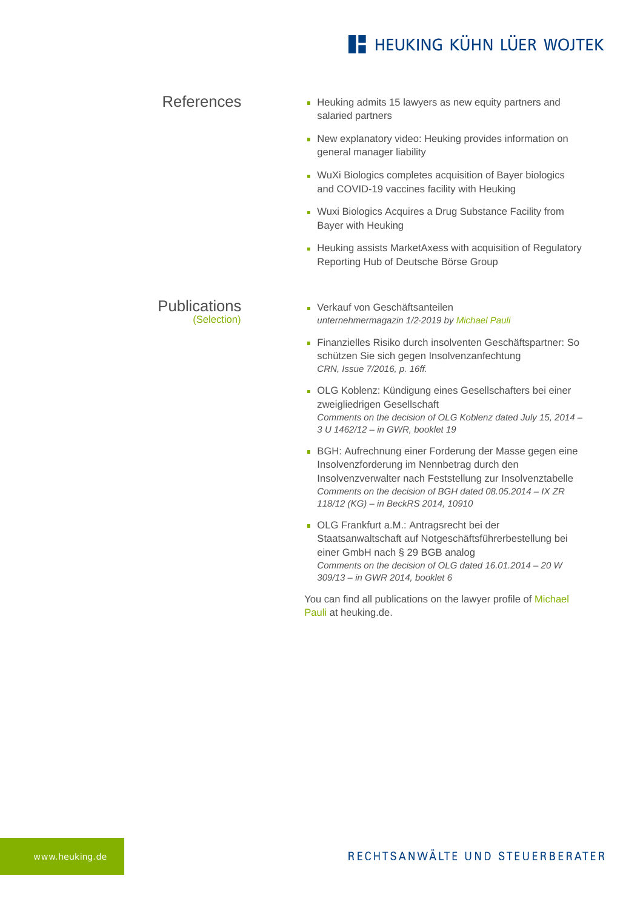## References

- Heuking admits 15 lawyers as new equity partners and salaried partners
- New explanatory video: Heuking provides information on general manager liability
- WuXi Biologics completes acquisition of Bayer biologics and COVID-19 vaccines facility with Heuking
- Wuxi Biologics Acquires a Drug Substance Facility from Bayer with Heuking
- Heuking assists MarketAxess with acquisition of Regulatory Reporting Hub of Deutsche Börse Group

## Publications
(Selection)

- Verkauf von Geschäftsanteilen
  *unternehmermagazin 1/2·2019 by Michael Pauli*
- Finanzielles Risiko durch insolventen Geschäftspartner: So schützen Sie sich gegen Insolvenzanfechtung
  *CRN, Issue 7/2016, p. 16ff.*
- OLG Koblenz: Kündigung eines Gesellschafters bei einer zweigliedrigen Gesellschaft
  *Comments on the decision of OLG Koblenz dated July 15, 2014 – 3 U 1462/12 – in GWR, booklet 19*
- BGH: Aufrechnung einer Forderung der Masse gegen eine Insolvenzforderung im Nennbetrag durch den Insolvenzverwalter nach Feststellung zur Insolvenztabelle
  *Comments on the decision of BGH dated 08.05.2014 – IX ZR 118/12 (KG) – in BeckRS 2014, 10910*
- OLG Frankfurt a.M.: Antragsrecht bei der Staatsanwaltschaft auf Notgeschäftsführerbestellung bei einer GmbH nach § 29 BGB analog
  *Comments on the decision of OLG dated 16.01.2014 – 20 W 309/13 – in GWR 2014, booklet 6*

You can find all publications on the lawyer profile of Michael Pauli at heuking.de.